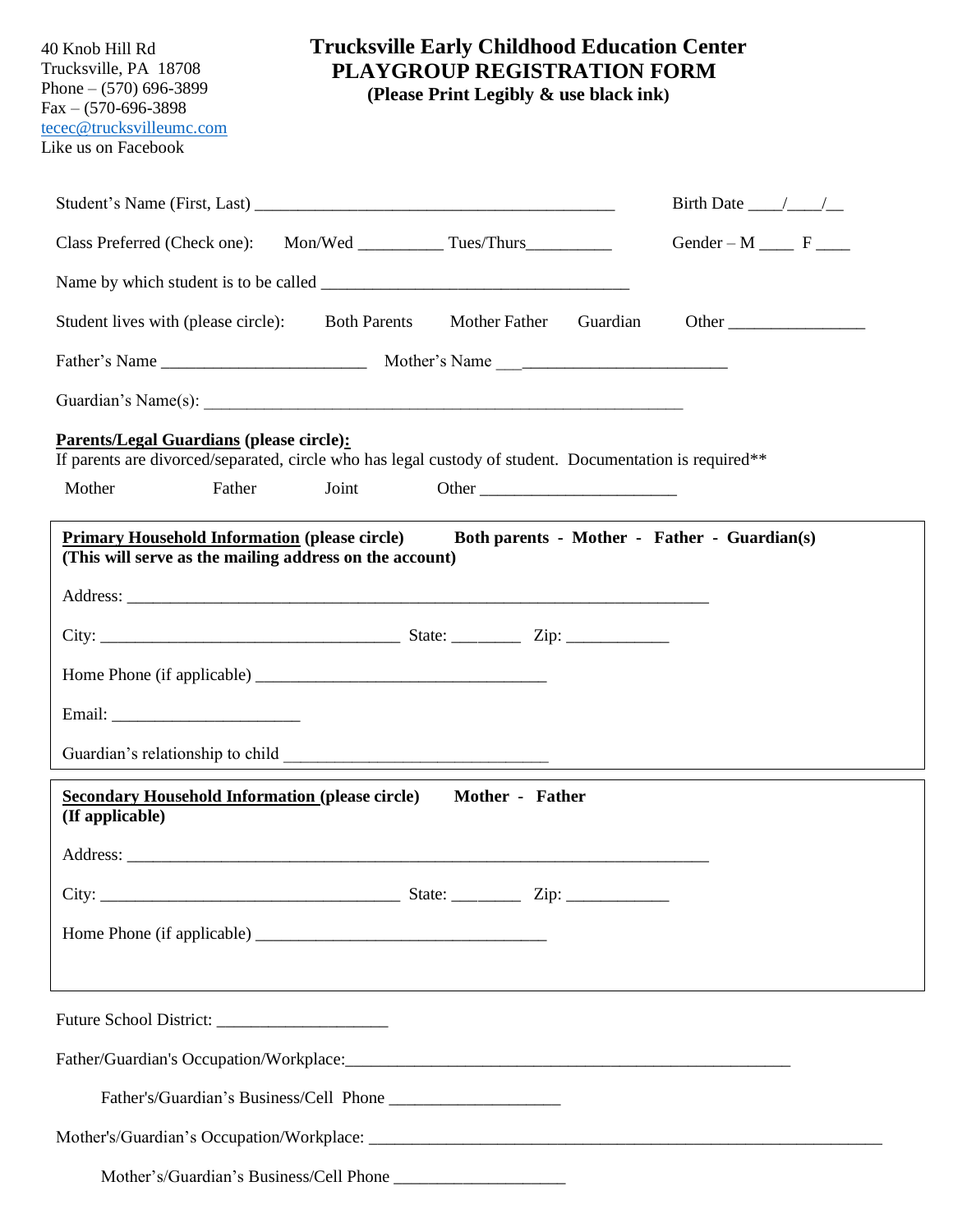40 Knob Hill Rd
Trucksville, PA 18708
Phone – (570) 696-3899
Fax – (570-696-3898
tecec@trucksvilleumc.com
Like us on Facebook

# Trucksville Early Childhood Education Center
# PLAYGROUP REGISTRATION FORM

**(Please Print Legibly & use black ink)**

Student's Name (First, Last) ____________________________________________ Birth Date ____/____/__

Class Preferred (Check one): Mon/Wed __________ Tues/Thurs__________ Gender – M ____ F ____

Name by which student is to be called ____________________________________

Student lives with (please circle): Both Parents Mother Father Guardian Other ________________

Father's Name ________________________ Mother's Name ___________________________

Guardian's Name(s): __________________________________________________________

**Parents/Legal Guardians (please circle):**
If parents are divorced/separated, circle who has legal custody of student. Documentation is required**

Mother Father Joint Other _______________________

**Primary Household Information (please circle)** **Both parents - Mother - Father - Guardian(s)**
**(This will serve as the mailing address on the account)**

Address: ______________________________________________________________________

City: ___________________________________ State: ________ Zip: ____________

Home Phone (if applicable) __________________________________

Email: ______________________

Guardian's relationship to child _______________________________

**Secondary Household Information (please circle)** **Mother - Father**
**(If applicable)**

Address: ______________________________________________________________________

City: ___________________________________ State: ________ Zip: ____________

Home Phone (if applicable) __________________________________

Future School District: ____________________

Father/Guardian's Occupation/Workplace:_____________________________________________________

Father's/Guardian's Business/Cell Phone ____________________

Mother's/Guardian's Occupation/Workplace: ____________________________________________________________

Mother's/Guardian's Business/Cell Phone ____________________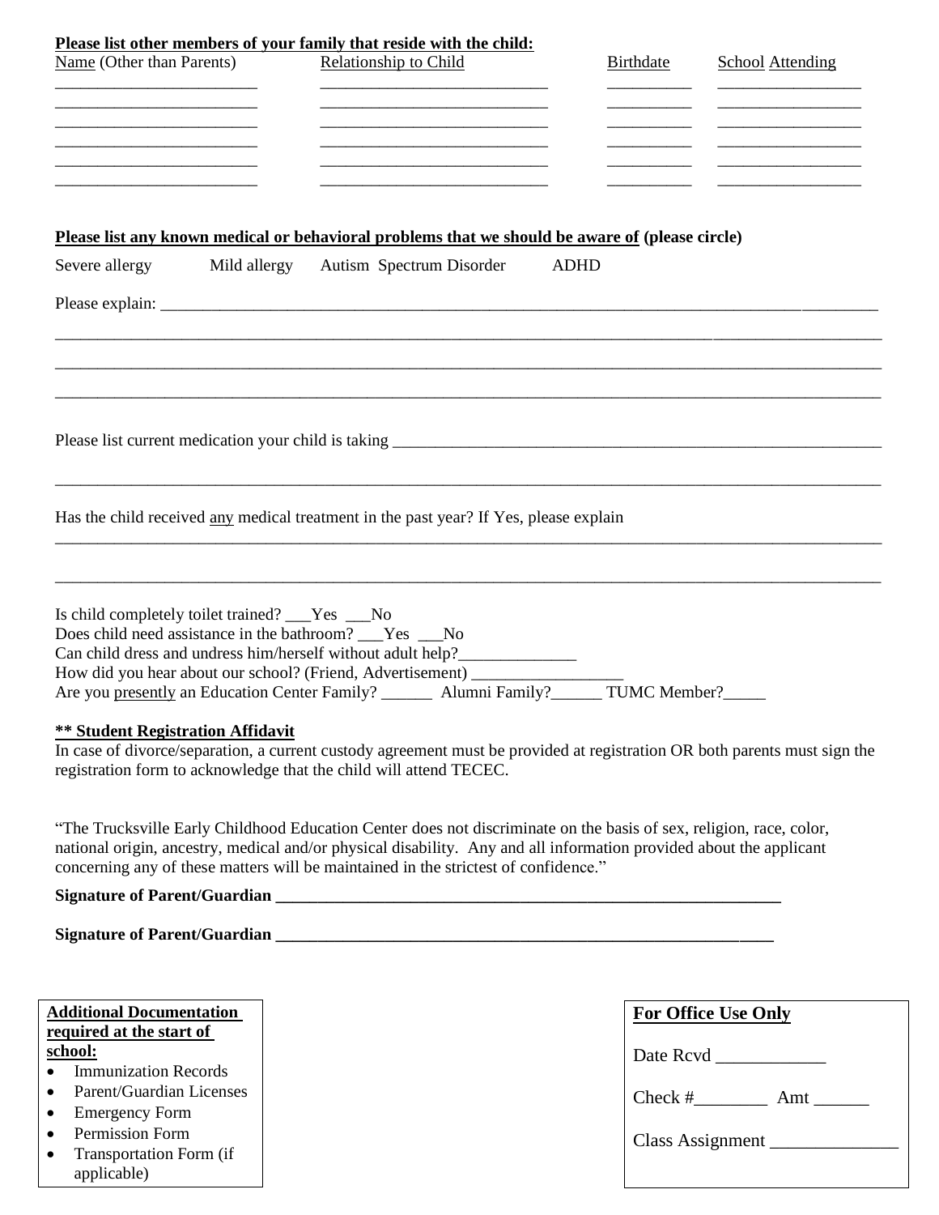**Please list other members of your family that reside with the child:**

| Name (Other than Parents) | Relationship to Child | Birthdate | School Attending |
|---|---|---|---|
| ________________________ | ___________________________ | __________ | _________________ |
| ________________________ | ___________________________ | __________ | _________________ |
| ________________________ | ___________________________ | __________ | _________________ |
| ________________________ | ___________________________ | __________ | _________________ |
| ________________________ | ___________________________ | __________ | _________________ |
| ________________________ | ___________________________ | __________ | _________________ |

**Please list any known medical or behavioral problems that we should be aware of (please circle)**

Severe allergy Mild allergy Autism Spectrum Disorder ADHD

Please explain: _______________________________________________________________________________________

__________________________________________________________________________________________________

__________________________________________________________________________________________________

__________________________________________________________________________________________________

Please list current medication your child is taking ______________________________________________________

__________________________________________________________________________________________________

Has the child received any medical treatment in the past year? If Yes, please explain

__________________________________________________________________________________________________

__________________________________________________________________________________________________

Is child completely toilet trained? ___Yes ___No
Does child need assistance in the bathroom? ___Yes ___No
Can child dress and undress him/herself without adult help?______________
How did you hear about our school? (Friend, Advertisement) __________________
Are you presently an Education Center Family? ______ Alumni Family?______ TUMC Member?_____

**\*\* Student Registration Affidavit**

In case of divorce/separation, a current custody agreement must be provided at registration OR both parents must sign the registration form to acknowledge that the child will attend TECEC.

"The Trucksville Early Childhood Education Center does not discriminate on the basis of sex, religion, race, color, national origin, ancestry, medical and/or physical disability. Any and all information provided about the applicant concerning any of these matters will be maintained in the strictest of confidence."

**Signature of Parent/Guardian _______________________________________________________________**

**Signature of Parent/Guardian ______________________________________________________________**

**Additional Documentation required at the start of school:**

- Immunization Records
- Parent/Guardian Licenses
- Emergency Form
- Permission Form
- Transportation Form (if applicable)

**For Office Use Only**

Date Rcvd ____________

Check #________ Amt ______

Class Assignment ______________